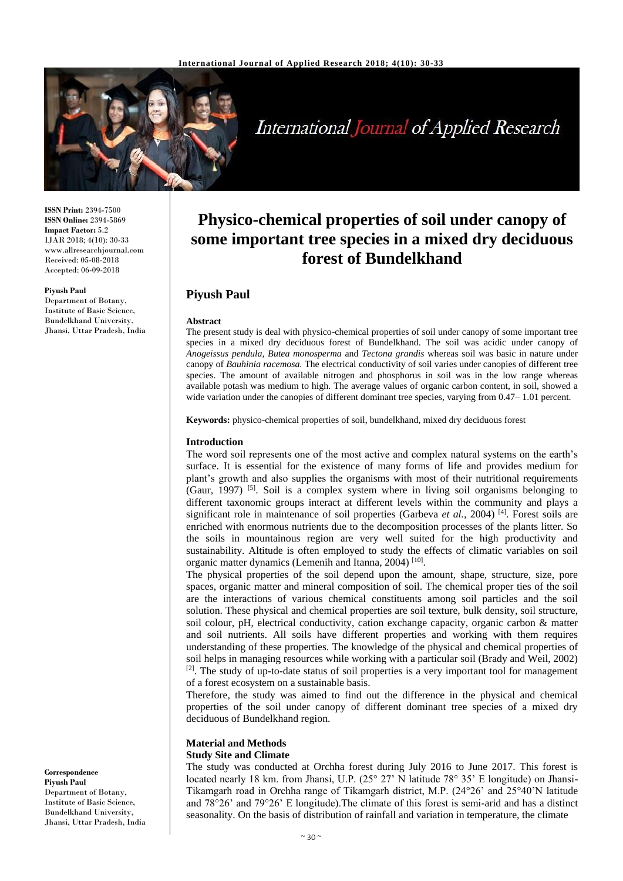**ISSN Print:** 2394-7500
**ISSN Online:** 2394-5869
**Impact Factor:** 5.2
IJAR 2018; 4(10): 30-33
www.allresearchjournal.com
Received: 05-08-2018
Accepted: 06-09-2018

**Piyush Paul**
Department of Botany, Institute of Basic Science, Bundelkhand University, Jhansi, Uttar Pradesh, India

**Correspondence**
**Piyush Paul**
Department of Botany, Institute of Basic Science, Bundelkhand University, Jhansi, Uttar Pradesh, India

# Physico-chemical properties of soil under canopy of some important tree species in a mixed dry deciduous forest of Bundelkhand

## Piyush Paul

**Abstract**

The present study is deal with physico-chemical properties of soil under canopy of some important tree species in a mixed dry deciduous forest of Bundelkhand. The soil was acidic under canopy of *Anogeissus pendula, Butea monosperma* and *Tectona grandis* whereas soil was basic in nature under canopy of *Bauhinia racemosa.* The electrical conductivity of soil varies under canopies of different tree species. The amount of available nitrogen and phosphorus in soil was in the low range whereas available potash was medium to high. The average values of organic carbon content, in soil, showed a wide variation under the canopies of different dominant tree species, varying from 0.47– 1.01 percent.

**Keywords:** physico-chemical properties of soil, bundelkhand, mixed dry deciduous forest

### Introduction

The word soil represents one of the most active and complex natural systems on the earth's surface. It is essential for the existence of many forms of life and provides medium for plant's growth and also supplies the organisms with most of their nutritional requirements (Gaur, 1997) [5]. Soil is a complex system where in living soil organisms belonging to different taxonomic groups interact at different levels within the community and plays a significant role in maintenance of soil properties (Garbeva *et al.,* 2004) [4]. Forest soils are enriched with enormous nutrients due to the decomposition processes of the plants litter. So the soils in mountainous region are very well suited for the high productivity and sustainability. Altitude is often employed to study the effects of climatic variables on soil organic matter dynamics (Lemenih and Itanna, 2004) [10].

The physical properties of the soil depend upon the amount, shape, structure, size, pore spaces, organic matter and mineral composition of soil. The chemical proper ties of the soil are the interactions of various chemical constituents among soil particles and the soil solution. These physical and chemical properties are soil texture, bulk density, soil structure, soil colour, pH, electrical conductivity, cation exchange capacity, organic carbon & matter and soil nutrients. All soils have different properties and working with them requires understanding of these properties. The knowledge of the physical and chemical properties of soil helps in managing resources while working with a particular soil (Brady and Weil, 2002) [2]. The study of up-to-date status of soil properties is a very important tool for management of a forest ecosystem on a sustainable basis.

Therefore, the study was aimed to find out the difference in the physical and chemical properties of the soil under canopy of different dominant tree species of a mixed dry deciduous of Bundelkhand region.

### Material and Methods

**Study Site and Climate**

The study was conducted at Orchha forest during July 2016 to June 2017. This forest is located nearly 18 km. from Jhansi, U.P. (25° 27' N latitude 78° 35' E longitude) on Jhansi-Tikamgarh road in Orchha range of Tikamgarh district, M.P. (24°26' and 25°40'N latitude and 78°26' and 79°26' E longitude).The climate of this forest is semi-arid and has a distinct seasonality. On the basis of distribution of rainfall and variation in temperature, the climate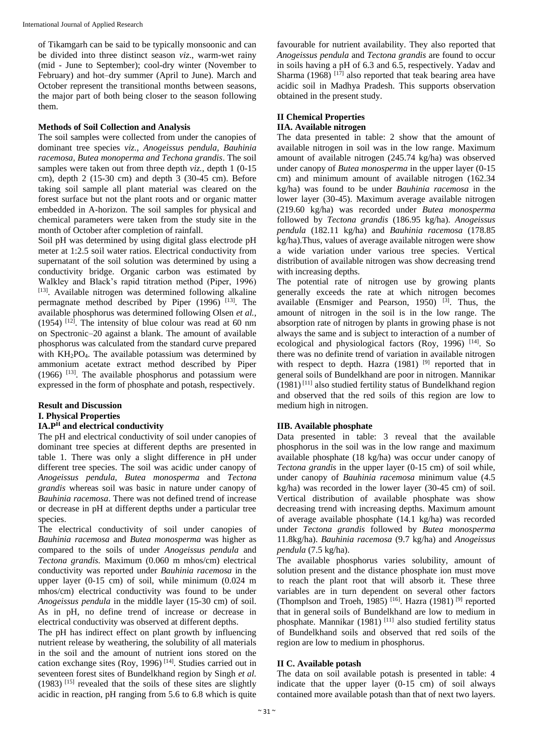of Tikamgarh can be said to be typically monsoonic and can be divided into three distinct season *viz*., warm-wet rainy (mid - June to September); cool-dry winter (November to February) and hot–dry summer (April to June). March and October represent the transitional months between seasons, the major part of both being closer to the season following them.

**Methods of Soil Collection and Analysis**

The soil samples were collected from under the canopies of dominant tree species *viz., Anogeissus pendula, Bauhinia racemosa, Butea monoperma and Techona grandis*. The soil samples were taken out from three depth *viz.*, depth 1 (0-15 cm), depth 2 (15-30 cm) and depth 3 (30-45 cm). Before taking soil sample all plant material was cleared on the forest surface but not the plant roots and or organic matter embedded in A-horizon. The soil samples for physical and chemical parameters were taken from the study site in the month of October after completion of rainfall.

Soil pH was determined by using digital glass electrode pH meter at 1:2.5 soil water ratios. Electrical conductivity from supernatant of the soil solution was determined by using a conductivity bridge. Organic carbon was estimated by Walkley and Black's rapid titration method (Piper, 1996) [13]. Available nitrogen was determined following alkaline permagnate method described by Piper (1996) [13]. The available phosphorus was determined following Olsen *et al.*, (1954) [12]. The intensity of blue colour was read at 60 nm on Spectronic–20 against a blank. The amount of available phosphorus was calculated from the standard curve prepared with $KH_2PO_4$. The available potassium was determined by ammonium acetate extract method described by Piper (1966) [13]. The available phosphorus and potassium were expressed in the form of phosphate and potash, respectively.

**Result and Discussion**

**I. Physical Properties**

**IA.P$^H$ and electrical conductivity**

The pH and electrical conductivity of soil under canopies of dominant tree species at different depths are presented in table 1. There was only a slight difference in pH under different tree species. The soil was acidic under canopy of *Anogeissus pendula, Butea monosperma* and *Tectona grandis* whereas soil was basic in nature under canopy of *Bauhinia racemosa*. There was not defined trend of increase or decrease in pH at different depths under a particular tree species.

The electrical conductivity of soil under canopies of *Bauhinia racemosa* and *Butea monosperma* was higher as compared to the soils of under *Anogeissus pendula* and *Tectona grandis.* Maximum (0.060 m mhos/cm) electrical conductivity was reported under *Bauhinia racemosa* in the upper layer (0-15 cm) of soil, while minimum (0.024 m mhos/cm) electrical conductivity was found to be under *Anogeissus pendula* in the middle layer (15-30 cm) of soil. As in pH, no define trend of increase or decrease in electrical conductivity was observed at different depths.

The pH has indirect effect on plant growth by influencing nutrient release by weathering, the solubility of all materials in the soil and the amount of nutrient ions stored on the cation exchange sites (Roy, 1996) [14]. Studies carried out in seventeen forest sites of Bundelkhand region by Singh *et al.* (1983) [15] revealed that the soils of these sites are slightly acidic in reaction, pH ranging from 5.6 to 6.8 which is quite favourable for nutrient availability. They also reported that *Anogeissus pendula* and *Tectona grandis* are found to occur in soils having a pH of 6.3 and 6.5, respectively. Yadav and Sharma (1968) [17] also reported that teak bearing area have acidic soil in Madhya Pradesh. This supports observation obtained in the present study.

**II Chemical Properties**

**IIA. Available nitrogen**

The data presented in table: 2 show that the amount of available nitrogen in soil was in the low range. Maximum amount of available nitrogen (245.74 kg/ha) was observed under canopy of *Butea monosperma* in the upper layer (0-15 cm) and minimum amount of available nitrogen (162.34 kg/ha) was found to be under *Bauhinia racemosa* in the lower layer (30-45). Maximum average available nitrogen (219.60 kg/ha) was recorded under *Butea monosperma* followed by *Tectona grandis* (186.95 kg/ha). *Anogeissus pendula* (182.11 kg/ha) and *Bauhinia racemosa* (178.85 kg/ha).Thus, values of average available nitrogen were show a wide variation under various tree species. Vertical distribution of available nitrogen was show decreasing trend with increasing depths.

The potential rate of nitrogen use by growing plants generally exceeds the rate at which nitrogen becomes available (Ensmiger and Pearson, 1950) [3]. Thus, the amount of nitrogen in the soil is in the low range. The absorption rate of nitrogen by plants in growing phase is not always the same and is subject to interaction of a number of ecological and physiological factors (Roy, 1996) [14]. So there was no definite trend of variation in available nitrogen with respect to depth. Hazra (1981) [9] reported that in general soils of Bundelkhand are poor in nitrogen. Mannikar (1981) [11] also studied fertility status of Bundelkhand region and observed that the red soils of this region are low to medium high in nitrogen.

**IIB. Available phosphate**

Data presented in table: 3 reveal that the available phosphorus in the soil was in the low range and maximum available phosphate (18 kg/ha) was occur under canopy of *Tectona grandis* in the upper layer (0-15 cm) of soil while, under canopy of *Bauhinia racemosa* minimum value (4.5 kg/ha) was recorded in the lower layer (30-45 cm) of soil. Vertical distribution of available phosphate was show decreasing trend with increasing depths. Maximum amount of average available phosphate (14.1 kg/ha) was recorded under *Tectona grandis* followed by *Butea monosperma* 11.8kg/ha). *Bauhinia racemosa* (9.7 kg/ha) and *Anogeissus pendula* (7.5 kg/ha).

The available phosphorus varies solubility, amount of solution present and the distance phosphate ion must move to reach the plant root that will absorb it. These three variables are in turn dependent on several other factors (Thomplson and Troeh, 1985) [16]. Hazra (1981) [9] reported that in general soils of Bundelkhand are low to medium in phosphate. Mannikar (1981) [11] also studied fertility status of Bundelkhand soils and observed that red soils of the region are low to medium in phosphorus.

**II C. Available potash**

The data on soil available potash is presented in table: 4 indicate that the upper layer (0-15 cm) of soil always contained more available potash than that of next two layers.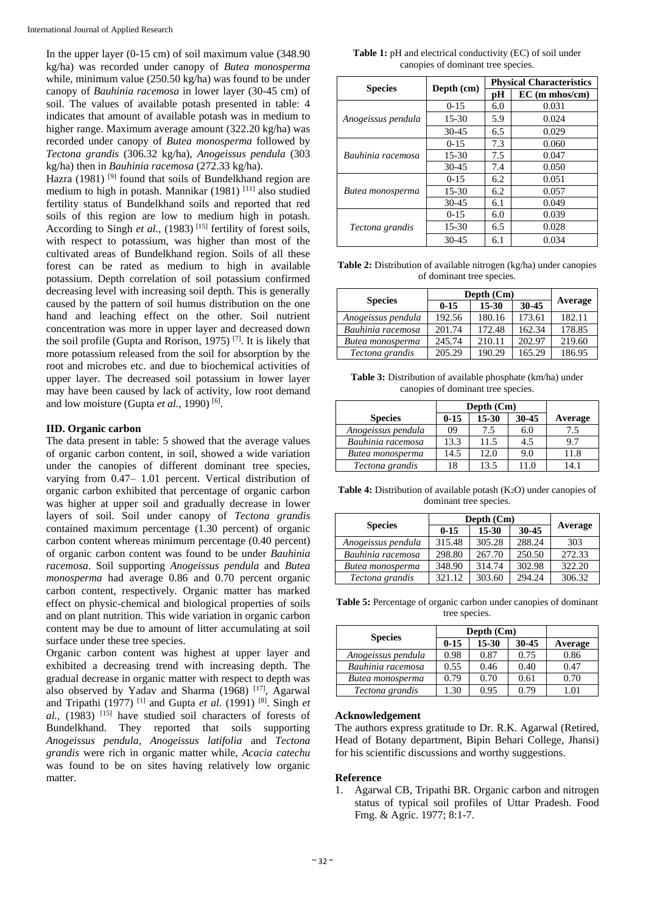In the upper layer (0-15 cm) of soil maximum value (348.90 kg/ha) was recorded under canopy of *Butea monosperma* while, minimum value (250.50 kg/ha) was found to be under canopy of *Bauhinia racemosa* in lower layer (30-45 cm) of soil. The values of available potash presented in table: 4 indicates that amount of available potash was in medium to higher range. Maximum average amount (322.20 kg/ha) was recorded under canopy of *Butea monosperma* followed by *Tectona grandis* (306.32 kg/ha), *Anogeissus pendula* (303 kg/ha) then in *Bauhinia racemosa* (272.33 kg/ha).

Hazra (1981) [9] found that soils of Bundelkhand region are medium to high in potash. Mannikar (1981) [11] also studied fertility status of Bundelkhand soils and reported that red soils of this region are low to medium high in potash. According to Singh *et al.*, (1983) [15] fertility of forest soils, with respect to potassium, was higher than most of the cultivated areas of Bundelkhand region. Soils of all these forest can be rated as medium to high in available potassium. Depth correlation of soil potassium confirmed decreasing level with increasing soil depth. This is generally caused by the pattern of soil humus distribution on the one hand and leaching effect on the other. Soil nutrient concentration was more in upper layer and decreased down the soil profile (Gupta and Rorison, 1975) [7]. It is likely that more potassium released from the soil for absorption by the root and microbes etc. and due to biochemical activities of upper layer. The decreased soil potassium in lower layer may have been caused by lack of activity, low root demand and low moisture (Gupta *et al.*, 1990) [6].

### IID. Organic carbon

The data present in table: 5 showed that the average values of organic carbon content, in soil, showed a wide variation under the canopies of different dominant tree species, varying from 0.47– 1.01 percent. Vertical distribution of organic carbon exhibited that percentage of organic carbon was higher at upper soil and gradually decrease in lower layers of soil. Soil under canopy of *Tectona grandis* contained maximum percentage (1.30 percent) of organic carbon content whereas minimum percentage (0.40 percent) of organic carbon content was found to be under *Bauhinia racemosa*. Soil supporting *Anogeissus pendula* and *Butea monosperma* had average 0.86 and 0.70 percent organic carbon content, respectively. Organic matter has marked effect on physic-chemical and biological properties of soils and on plant nutrition. This wide variation in organic carbon content may be due to amount of litter accumulating at soil surface under these tree species.

Organic carbon content was highest at upper layer and exhibited a decreasing trend with increasing depth. The gradual decrease in organic matter with respect to depth was also observed by Yadav and Sharma (1968) [17], Agarwal and Tripathi (1977) [1] and Gupta *et al.* (1991) [8]. Singh *et al.*, (1983) [15] have studied soil characters of forests of Bundelkhand. They reported that soils supporting *Anogeissus pendula*, *Anogeissus latifolia* and *Tectona grandis* were rich in organic matter while, *Acacia catechu* was found to be on sites having relatively low organic matter.

**Table 1:** pH and electrical conductivity (EC) of soil under canopies of dominant tree species.

| Species | Depth (cm) | Physical Characteristics | |
|---|---|---|---|
| | | pH | EC (m mhos/cm) |
| *Anogeissus pendula* | 0-15 | 6.0 | 0.031 |
| | 15-30 | 5.9 | 0.024 |
| | 30-45 | 6.5 | 0.029 |
| *Bauhinia racemosa* | 0-15 | 7.3 | 0.060 |
| | 15-30 | 7.5 | 0.047 |
| | 30-45 | 7.4 | 0.050 |
| *Butea monosperma* | 0-15 | 6.2 | 0.051 |
| | 15-30 | 6.2 | 0.057 |
| | 30-45 | 6.1 | 0.049 |
| *Tectona grandis* | 0-15 | 6.0 | 0.039 |
| | 15-30 | 6.5 | 0.028 |
| | 30-45 | 6.1 | 0.034 |

**Table 2:** Distribution of available nitrogen (kg/ha) under canopies of dominant tree species.

| Species | Depth (Cm) | | | Average |
|---|---|---|---|---|
| | 0-15 | 15-30 | 30-45 | |
| *Anogeissus pendula* | 192.56 | 180.16 | 173.61 | 182.11 |
| *Bauhinia racemosa* | 201.74 | 172.48 | 162.34 | 178.85 |
| *Butea monosperma* | 245.74 | 210.11 | 202.97 | 219.60 |
| *Tectona grandis* | 205.29 | 190.29 | 165.29 | 186.95 |

**Table 3:** Distribution of available phosphate (km/ha) under canopies of dominant tree species.

| Species | Depth (Cm) | | | Average |
|---|---|---|---|---|
| | 0-15 | 15-30 | 30-45 | |
| *Anogeissus pendula* | 09 | 7.5 | 6.0 | 7.5 |
| *Bauhinia racemosa* | 13.3 | 11.5 | 4.5 | 9.7 |
| *Butea monosperma* | 14.5 | 12.0 | 9.0 | 11.8 |
| *Tectona grandis* | 18 | 13.5 | 11.0 | 14.1 |

**Table 4:** Distribution of available potash ($K_2O$) under canopies of dominant tree species.

| Species | Depth (Cm) | | | Average |
|---|---|---|---|---|
| | 0-15 | 15-30 | 30-45 | |
| *Anogeissus pendula* | 315.48 | 305.28 | 288.24 | 303 |
| *Bauhinia racemosa* | 298.80 | 267.70 | 250.50 | 272.33 |
| *Butea monosperma* | 348.90 | 314.74 | 302.98 | 322.20 |
| *Tectona grandis* | 321.12 | 303.60 | 294.24 | 306.32 |

**Table 5:** Percentage of organic carbon under canopies of dominant tree species.

| Species | Depth (Cm) | | | Average |
|---|---|---|---|---|
| | 0-15 | 15-30 | 30-45 | |
| *Anogeissus pendula* | 0.98 | 0.87 | 0.75 | 0.86 |
| *Bauhinia racemosa* | 0.55 | 0.46 | 0.40 | 0.47 |
| *Butea monosperma* | 0.79 | 0.70 | 0.61 | 0.70 |
| *Tectona grandis* | 1.30 | 0.95 | 0.79 | 1.01 |

### Acknowledgement

The authors express gratitude to Dr. R.K. Agarwal (Retired, Head of Botany department, Bipin Behari College, Jhansi) for his scientific discussions and worthy suggestions.

### Reference

1. Agarwal CB, Tripathi BR. Organic carbon and nitrogen status of typical soil profiles of Uttar Pradesh. Food Fmg. & Agric. 1977; 8:1-7.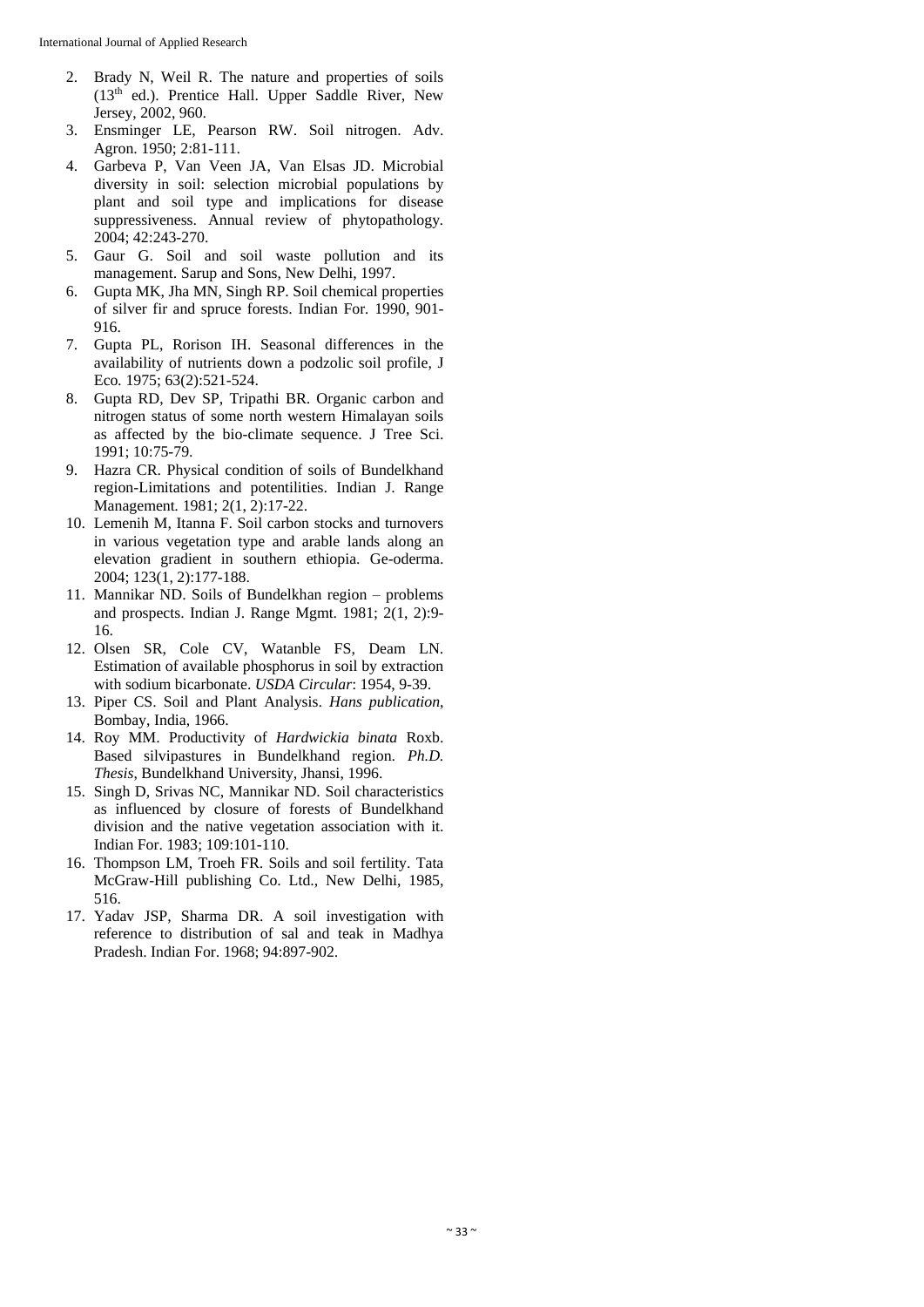2. Brady N, Weil R. The nature and properties of soils (13th ed.). Prentice Hall. Upper Saddle River, New Jersey, 2002, 960.
3. Ensminger LE, Pearson RW. Soil nitrogen. Adv. Agron. 1950; 2:81-111.
4. Garbeva P, Van Veen JA, Van Elsas JD. Microbial diversity in soil: selection microbial populations by plant and soil type and implications for disease suppressiveness. Annual review of phytopathology. 2004; 42:243-270.
5. Gaur G. Soil and soil waste pollution and its management. Sarup and Sons, New Delhi, 1997.
6. Gupta MK, Jha MN, Singh RP. Soil chemical properties of silver fir and spruce forests. Indian For. 1990, 901-916.
7. Gupta PL, Rorison IH. Seasonal differences in the availability of nutrients down a podzolic soil profile, J Eco. 1975; 63(2):521-524.
8. Gupta RD, Dev SP, Tripathi BR. Organic carbon and nitrogen status of some north western Himalayan soils as affected by the bio-climate sequence. J Tree Sci. 1991; 10:75-79.
9. Hazra CR. Physical condition of soils of Bundelkhand region-Limitations and potentilities. Indian J. Range Management. 1981; 2(1, 2):17-22.
10. Lemenih M, Itanna F. Soil carbon stocks and turnovers in various vegetation type and arable lands along an elevation gradient in southern ethiopia. Ge-oderma. 2004; 123(1, 2):177-188.
11. Mannikar ND. Soils of Bundelkhan region – problems and prospects. Indian J. Range Mgmt. 1981; 2(1, 2):9-16.
12. Olsen SR, Cole CV, Watanble FS, Deam LN. Estimation of available phosphorus in soil by extraction with sodium bicarbonate. *USDA Circular*: 1954, 9-39.
13. Piper CS. Soil and Plant Analysis. *Hans publication*, Bombay, India, 1966.
14. Roy MM. Productivity of *Hardwickia binata* Roxb. Based silvipastures in Bundelkhand region. *Ph.D. Thesis*, Bundelkhand University, Jhansi, 1996.
15. Singh D, Srivas NC, Mannikar ND. Soil characteristics as influenced by closure of forests of Bundelkhand division and the native vegetation association with it. Indian For. 1983; 109:101-110.
16. Thompson LM, Troeh FR. Soils and soil fertility. Tata McGraw-Hill publishing Co. Ltd., New Delhi, 1985, 516.
17. Yadav JSP, Sharma DR. A soil investigation with reference to distribution of sal and teak in Madhya Pradesh. Indian For. 1968; 94:897-902.